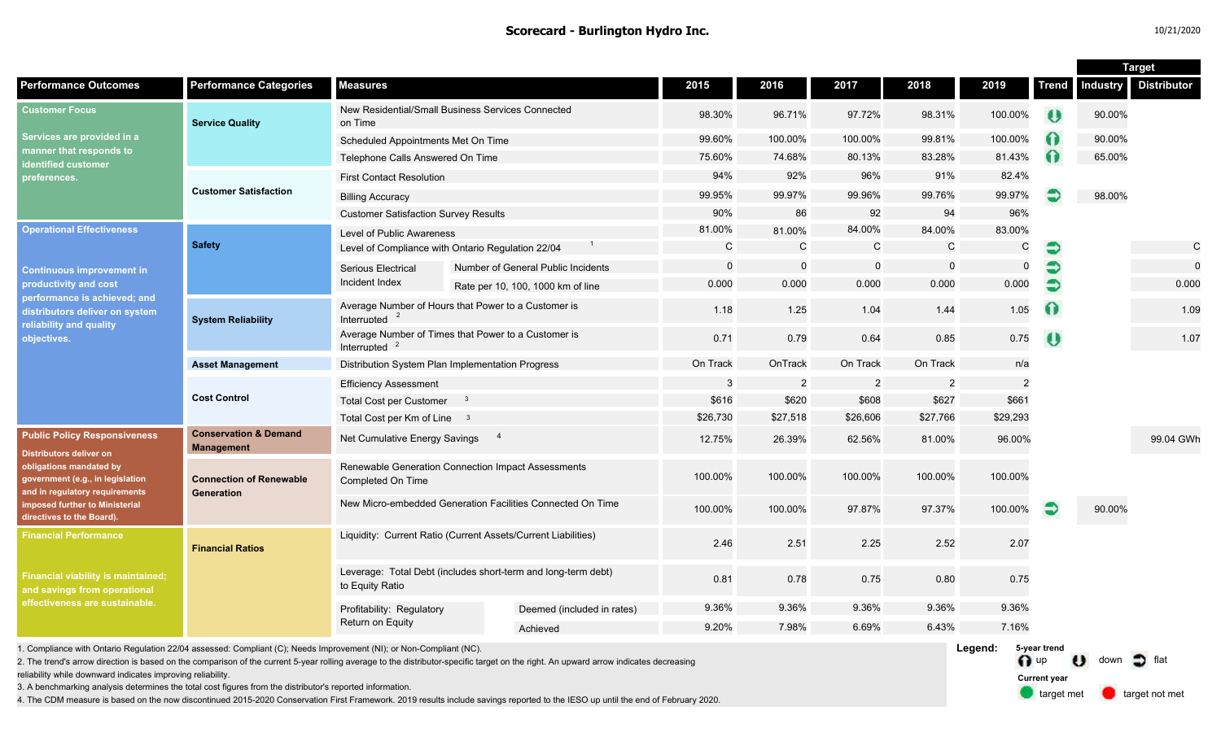# Scorecard - Burlington Hydro Inc.

10/21/2020

| Performance Outcomes | Performance Categories | Measures | | 2015 | 2016 | 2017 | 2018 | 2019 | Trend | Target: Industry | Target: Distributor |
|---|---|---|---|---|---|---|---|---|---|---|---|
| **Customer Focus** Services are provided in a manner that responds to identified customer preferences. | Service Quality | New Residential/Small Business Services Connected on Time | | 98.30% | 96.71% | 97.72% | 98.31% | 100.00% | down | 90.00% | |
| | | Scheduled Appointments Met On Time | | 99.60% | 100.00% | 100.00% | 99.81% | 100.00% | up | 90.00% | |
| | | Telephone Calls Answered On Time | | 75.60% | 74.68% | 80.13% | 83.28% | 81.43% | up | 65.00% | |
| | Customer Satisfaction | First Contact Resolution | | 94% | 92% | 96% | 91% | 82.4% | | | |
| | | Billing Accuracy | | 99.95% | 99.97% | 99.96% | 99.76% | 99.97% | flat | 98.00% | |
| | | Customer Satisfaction Survey Results | | 90% | 86 | 92 | 94 | 96% | | | |
| **Operational Effectiveness** Continuous improvement in productivity and cost performance is achieved; and distributors deliver on system reliability and quality objectives. | Safety | Level of Public Awareness | | 81.00% | 81.00% | 84.00% | 84.00% | 83.00% | | | |
| | | Level of Compliance with Ontario Regulation 22/04 [1] | | C | C | C | C | C | flat | | C |
| | | Serious Electrical Incident Index | Number of General Public Incidents | 0 | 0 | 0 | 0 | 0 | flat | | 0 |
| | | | Rate per 10, 100, 1000 km of line | 0.000 | 0.000 | 0.000 | 0.000 | 0.000 | flat | | 0.000 |
| | System Reliability | Average Number of Hours that Power to a Customer is Interrupted [2] | | 1.18 | 1.25 | 1.04 | 1.44 | 1.05 | up | | 1.09 |
| | | Average Number of Times that Power to a Customer is Interrupted [2] | | 0.71 | 0.79 | 0.64 | 0.85 | 0.75 | down | | 1.07 |
| | Asset Management | Distribution System Plan Implementation Progress | | On Track | OnTrack | On Track | On Track | n/a | | | |
| | Cost Control | Efficiency Assessment | | 3 | 2 | 2 | 2 | 2 | | | |
| | | Total Cost per Customer [3] | | $616 | $620 | $608 | $627 | $661 | | | |
| | | Total Cost per Km of Line [3] | | $26,730 | $27,518 | $26,606 | $27,766 | $29,293 | | | |
| **Public Policy Responsiveness** Distributors deliver on obligations mandated by government (e.g., in legislation and in regulatory requirements imposed further to Ministerial directives to the Board). | Conservation & Demand Management | Net Cumulative Energy Savings [4] | | 12.75% | 26.39% | 62.56% | 81.00% | 96.00% | | | 99.04 GWh |
| | Connection of Renewable Generation | Renewable Generation Connection Impact Assessments Completed On Time | | 100.00% | 100.00% | 100.00% | 100.00% | 100.00% | | | |
| | | New Micro-embedded Generation Facilities Connected On Time | | 100.00% | 100.00% | 97.87% | 97.37% | 100.00% | flat | 90.00% | |
| **Financial Performance** Financial viability is maintained; and savings from operational effectiveness are sustainable. | Financial Ratios | Liquidity: Current Ratio (Current Assets/Current Liabilities) | | 2.46 | 2.51 | 2.25 | 2.52 | 2.07 | | | |
| | | Leverage: Total Debt (includes short-term and long-term debt) to Equity Ratio | | 0.81 | 0.78 | 0.75 | 0.80 | 0.75 | | | |
| | | Profitability: Regulatory Return on Equity | Deemed (included in rates) | 9.36% | 9.36% | 9.36% | 9.36% | 9.36% | | | |
| | | | Achieved | 9.20% | 7.98% | 6.69% | 6.43% | 7.16% | | | |

1. Compliance with Ontario Regulation 22/04 assessed: Compliant (C); Needs Improvement (NI); or Non-Compliant (NC).
2. The trend's arrow direction is based on the comparison of the current 5-year rolling average to the distributor-specific target on the right. An upward arrow indicates decreasing reliability while downward indicates improving reliability.
3. A benchmarking analysis determines the total cost figures from the distributor's reported information.
4. The CDM measure is based on the now discontinued 2015-2020 Conservation First Framework. 2019 results include savings reported to the IESO up until the end of February 2020.

**Legend:**
5-year trend: up, down, flat
Current year: target met, target not met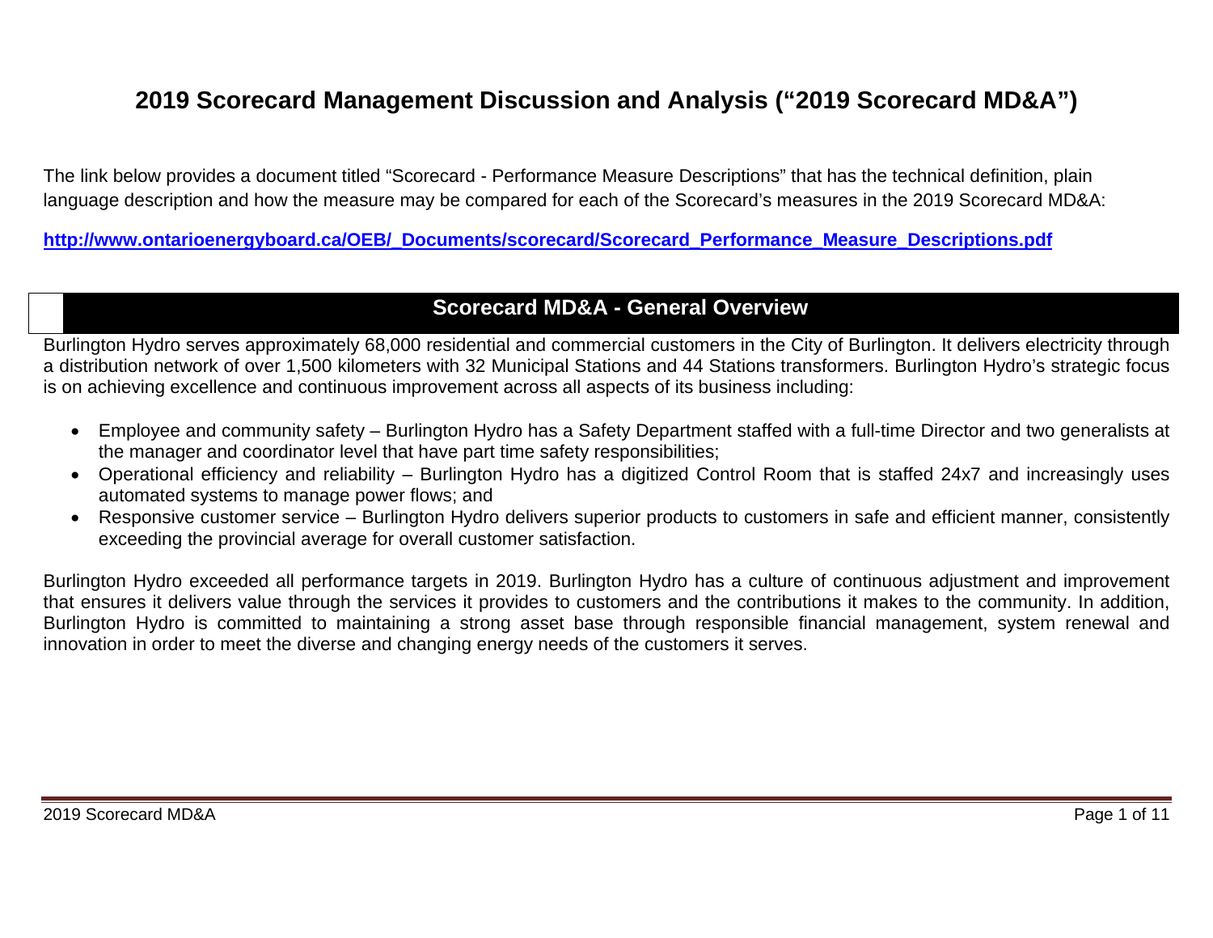# 2019 Scorecard Management Discussion and Analysis ("2019 Scorecard MD&A")

The link below provides a document titled "Scorecard - Performance Measure Descriptions" that has the technical definition, plain language description and how the measure may be compared for each of the Scorecard's measures in the 2019 Scorecard MD&A:

**http://www.ontarioenergyboard.ca/OEB/_Documents/scorecard/Scorecard_Performance_Measure_Descriptions.pdf**

## Scorecard MD&A - General Overview

Burlington Hydro serves approximately 68,000 residential and commercial customers in the City of Burlington. It delivers electricity through a distribution network of over 1,500 kilometers with 32 Municipal Stations and 44 Stations transformers. Burlington Hydro's strategic focus is on achieving excellence and continuous improvement across all aspects of its business including:

- Employee and community safety – Burlington Hydro has a Safety Department staffed with a full-time Director and two generalists at the manager and coordinator level that have part time safety responsibilities;
- Operational efficiency and reliability – Burlington Hydro has a digitized Control Room that is staffed 24x7 and increasingly uses automated systems to manage power flows; and
- Responsive customer service – Burlington Hydro delivers superior products to customers in safe and efficient manner, consistently exceeding the provincial average for overall customer satisfaction.

Burlington Hydro exceeded all performance targets in 2019. Burlington Hydro has a culture of continuous adjustment and improvement that ensures it delivers value through the services it provides to customers and the contributions it makes to the community. In addition, Burlington Hydro is committed to maintaining a strong asset base through responsible financial management, system renewal and innovation in order to meet the diverse and changing energy needs of the customers it serves.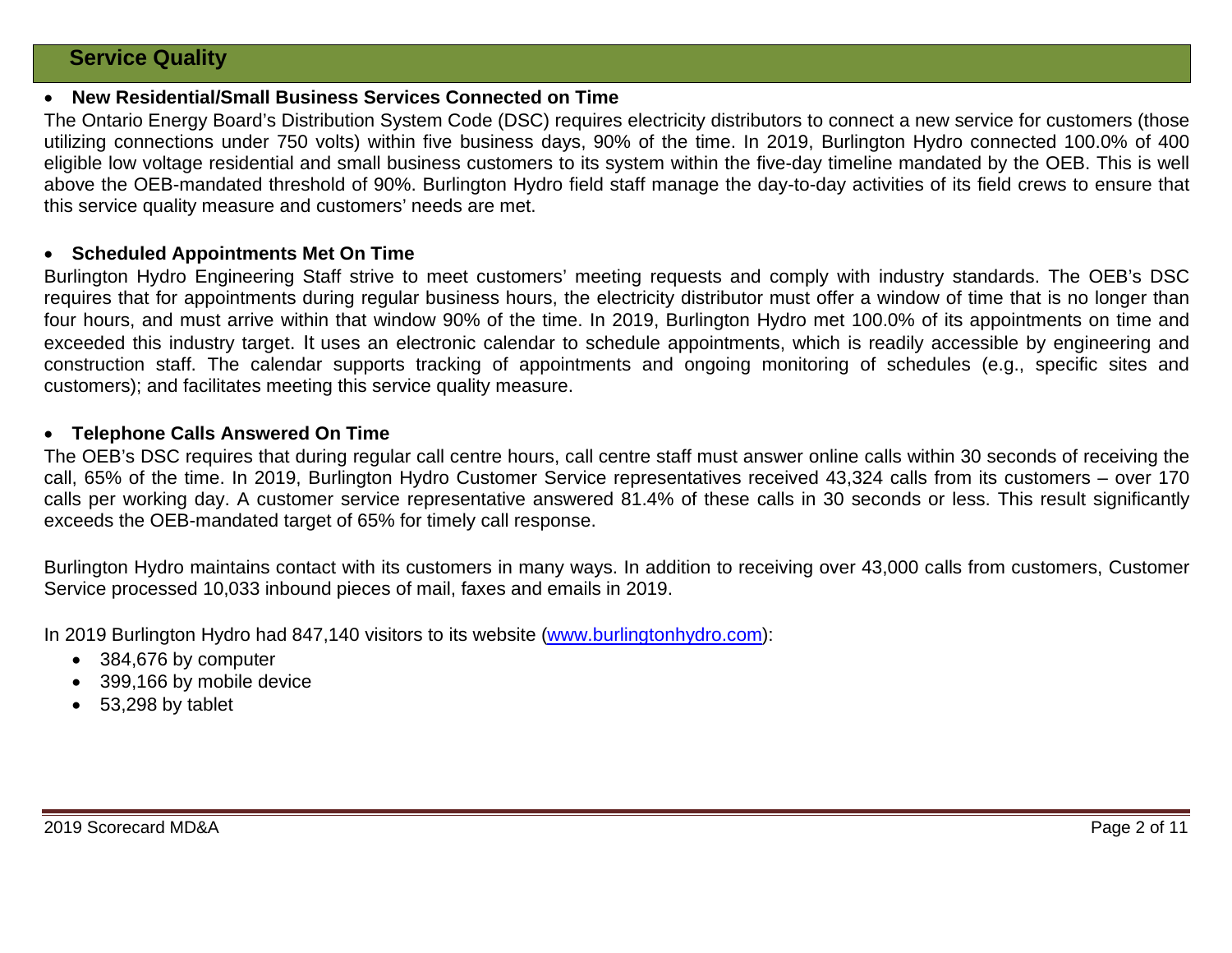## Service Quality

- **New Residential/Small Business Services Connected on Time**

The Ontario Energy Board's Distribution System Code (DSC) requires electricity distributors to connect a new service for customers (those utilizing connections under 750 volts) within five business days, 90% of the time. In 2019, Burlington Hydro connected 100.0% of 400 eligible low voltage residential and small business customers to its system within the five-day timeline mandated by the OEB. This is well above the OEB-mandated threshold of 90%. Burlington Hydro field staff manage the day-to-day activities of its field crews to ensure that this service quality measure and customers' needs are met.

- **Scheduled Appointments Met On Time**

Burlington Hydro Engineering Staff strive to meet customers' meeting requests and comply with industry standards. The OEB's DSC requires that for appointments during regular business hours, the electricity distributor must offer a window of time that is no longer than four hours, and must arrive within that window 90% of the time. In 2019, Burlington Hydro met 100.0% of its appointments on time and exceeded this industry target. It uses an electronic calendar to schedule appointments, which is readily accessible by engineering and construction staff. The calendar supports tracking of appointments and ongoing monitoring of schedules (e.g., specific sites and customers); and facilitates meeting this service quality measure.

- **Telephone Calls Answered On Time**

The OEB's DSC requires that during regular call centre hours, call centre staff must answer online calls within 30 seconds of receiving the call, 65% of the time. In 2019, Burlington Hydro Customer Service representatives received 43,324 calls from its customers – over 170 calls per working day. A customer service representative answered 81.4% of these calls in 30 seconds or less. This result significantly exceeds the OEB-mandated target of 65% for timely call response.

Burlington Hydro maintains contact with its customers in many ways. In addition to receiving over 43,000 calls from customers, Customer Service processed 10,033 inbound pieces of mail, faxes and emails in 2019.

In 2019 Burlington Hydro had 847,140 visitors to its website ([www.burlingtonhydro.com](http://www.burlingtonhydro.com)):

- 384,676 by computer
- 399,166 by mobile device
- 53,298 by tablet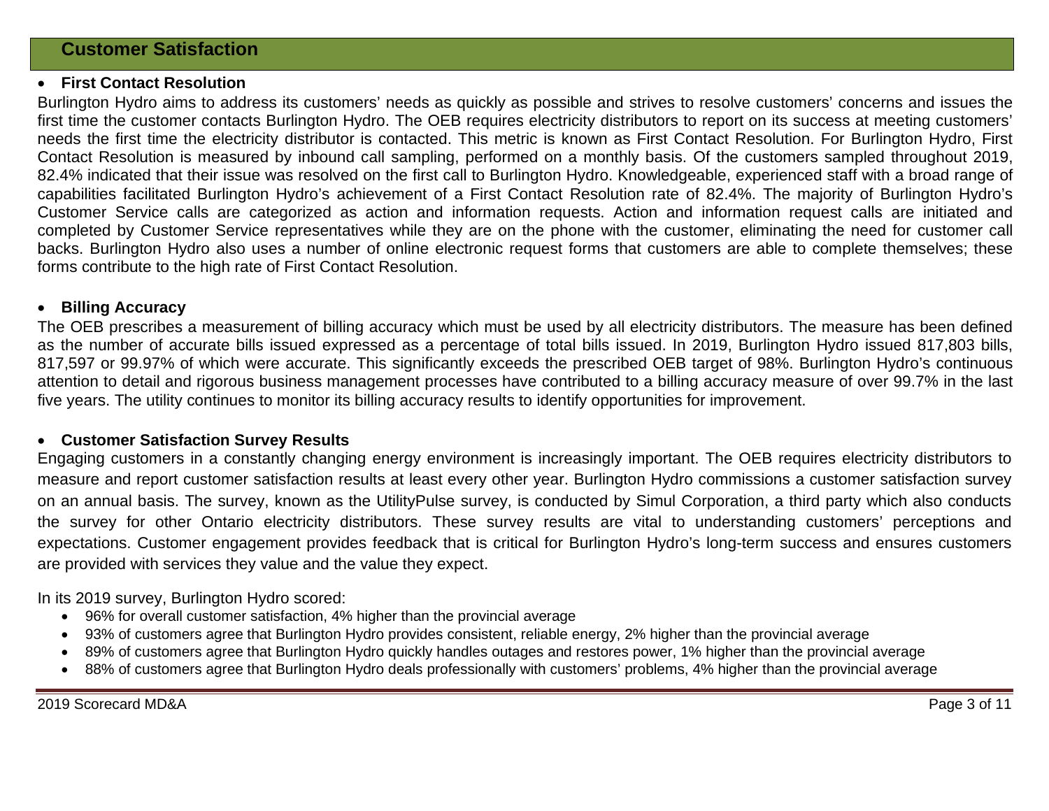## Customer Satisfaction

- **First Contact Resolution**

Burlington Hydro aims to address its customers' needs as quickly as possible and strives to resolve customers' concerns and issues the first time the customer contacts Burlington Hydro. The OEB requires electricity distributors to report on its success at meeting customers' needs the first time the electricity distributor is contacted. This metric is known as First Contact Resolution. For Burlington Hydro, First Contact Resolution is measured by inbound call sampling, performed on a monthly basis. Of the customers sampled throughout 2019, 82.4% indicated that their issue was resolved on the first call to Burlington Hydro. Knowledgeable, experienced staff with a broad range of capabilities facilitated Burlington Hydro's achievement of a First Contact Resolution rate of 82.4%. The majority of Burlington Hydro's Customer Service calls are categorized as action and information requests. Action and information request calls are initiated and completed by Customer Service representatives while they are on the phone with the customer, eliminating the need for customer call backs. Burlington Hydro also uses a number of online electronic request forms that customers are able to complete themselves; these forms contribute to the high rate of First Contact Resolution.

- **Billing Accuracy**

The OEB prescribes a measurement of billing accuracy which must be used by all electricity distributors. The measure has been defined as the number of accurate bills issued expressed as a percentage of total bills issued. In 2019, Burlington Hydro issued 817,803 bills, 817,597 or 99.97% of which were accurate. This significantly exceeds the prescribed OEB target of 98%. Burlington Hydro's continuous attention to detail and rigorous business management processes have contributed to a billing accuracy measure of over 99.7% in the last five years. The utility continues to monitor its billing accuracy results to identify opportunities for improvement.

- **Customer Satisfaction Survey Results**

Engaging customers in a constantly changing energy environment is increasingly important. The OEB requires electricity distributors to measure and report customer satisfaction results at least every other year. Burlington Hydro commissions a customer satisfaction survey on an annual basis. The survey, known as the UtilityPulse survey, is conducted by Simul Corporation, a third party which also conducts the survey for other Ontario electricity distributors. These survey results are vital to understanding customers' perceptions and expectations. Customer engagement provides feedback that is critical for Burlington Hydro's long-term success and ensures customers are provided with services they value and the value they expect.

In its 2019 survey, Burlington Hydro scored:

- 96% for overall customer satisfaction, 4% higher than the provincial average
- 93% of customers agree that Burlington Hydro provides consistent, reliable energy, 2% higher than the provincial average
- 89% of customers agree that Burlington Hydro quickly handles outages and restores power, 1% higher than the provincial average
- 88% of customers agree that Burlington Hydro deals professionally with customers' problems, 4% higher than the provincial average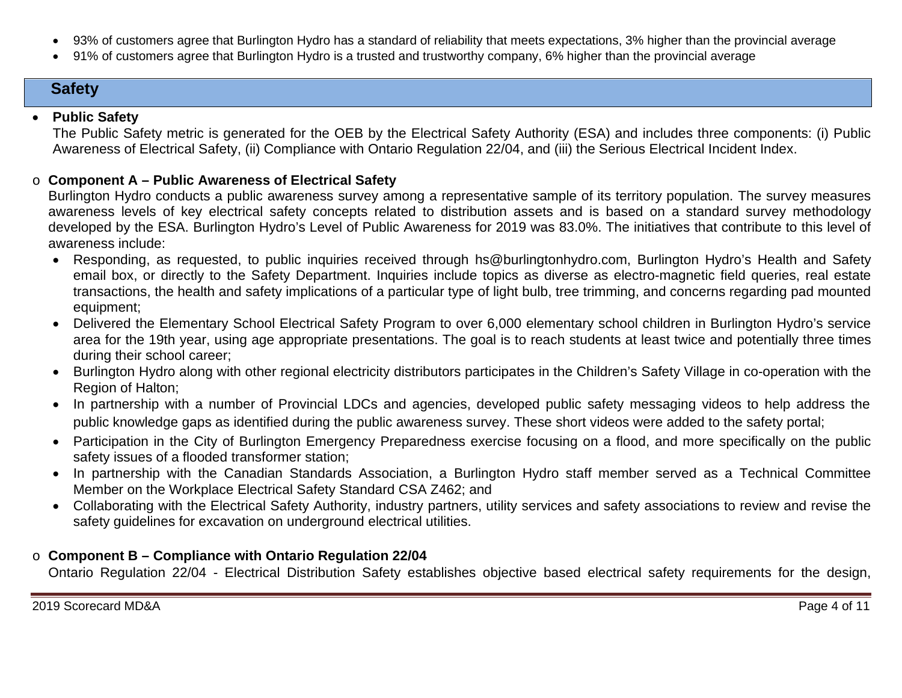- 93% of customers agree that Burlington Hydro has a standard of reliability that meets expectations, 3% higher than the provincial average
- 91% of customers agree that Burlington Hydro is a trusted and trustworthy company, 6% higher than the provincial average

## Safety

- **Public Safety**

  The Public Safety metric is generated for the OEB by the Electrical Safety Authority (ESA) and includes three components: (i) Public Awareness of Electrical Safety, (ii) Compliance with Ontario Regulation 22/04, and (iii) the Serious Electrical Incident Index.

  - **Component A – Public Awareness of Electrical Safety**

    Burlington Hydro conducts a public awareness survey among a representative sample of its territory population. The survey measures awareness levels of key electrical safety concepts related to distribution assets and is based on a standard survey methodology developed by the ESA. Burlington Hydro's Level of Public Awareness for 2019 was 83.0%. The initiatives that contribute to this level of awareness include:

    - Responding, as requested, to public inquiries received through hs@burlingtonhydro.com, Burlington Hydro's Health and Safety email box, or directly to the Safety Department. Inquiries include topics as diverse as electro-magnetic field queries, real estate transactions, the health and safety implications of a particular type of light bulb, tree trimming, and concerns regarding pad mounted equipment;
    - Delivered the Elementary School Electrical Safety Program to over 6,000 elementary school children in Burlington Hydro's service area for the 19th year, using age appropriate presentations. The goal is to reach students at least twice and potentially three times during their school career;
    - Burlington Hydro along with other regional electricity distributors participates in the Children's Safety Village in co-operation with the Region of Halton;
    - In partnership with a number of Provincial LDCs and agencies, developed public safety messaging videos to help address the public knowledge gaps as identified during the public awareness survey. These short videos were added to the safety portal;
    - Participation in the City of Burlington Emergency Preparedness exercise focusing on a flood, and more specifically on the public safety issues of a flooded transformer station;
    - In partnership with the Canadian Standards Association, a Burlington Hydro staff member served as a Technical Committee Member on the Workplace Electrical Safety Standard CSA Z462; and
    - Collaborating with the Electrical Safety Authority, industry partners, utility services and safety associations to review and revise the safety guidelines for excavation on underground electrical utilities.

  - **Component B – Compliance with Ontario Regulation 22/04**

    Ontario Regulation 22/04 - Electrical Distribution Safety establishes objective based electrical safety requirements for the design,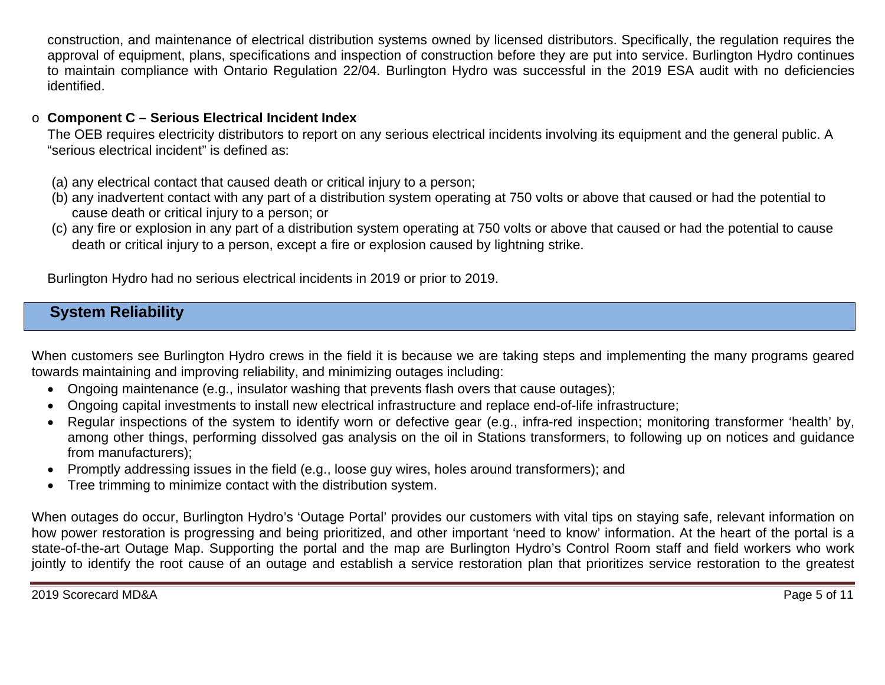construction, and maintenance of electrical distribution systems owned by licensed distributors. Specifically, the regulation requires the approval of equipment, plans, specifications and inspection of construction before they are put into service. Burlington Hydro continues to maintain compliance with Ontario Regulation 22/04. Burlington Hydro was successful in the 2019 ESA audit with no deficiencies identified.

- **Component C – Serious Electrical Incident Index**

  The OEB requires electricity distributors to report on any serious electrical incidents involving its equipment and the general public. A "serious electrical incident" is defined as:

  (a) any electrical contact that caused death or critical injury to a person;
  (b) any inadvertent contact with any part of a distribution system operating at 750 volts or above that caused or had the potential to cause death or critical injury to a person; or
  (c) any fire or explosion in any part of a distribution system operating at 750 volts or above that caused or had the potential to cause death or critical injury to a person, except a fire or explosion caused by lightning strike.

  Burlington Hydro had no serious electrical incidents in 2019 or prior to 2019.

## System Reliability

When customers see Burlington Hydro crews in the field it is because we are taking steps and implementing the many programs geared towards maintaining and improving reliability, and minimizing outages including:

- Ongoing maintenance (e.g., insulator washing that prevents flash overs that cause outages);
- Ongoing capital investments to install new electrical infrastructure and replace end-of-life infrastructure;
- Regular inspections of the system to identify worn or defective gear (e.g., infra-red inspection; monitoring transformer 'health' by, among other things, performing dissolved gas analysis on the oil in Stations transformers, to following up on notices and guidance from manufacturers);
- Promptly addressing issues in the field (e.g., loose guy wires, holes around transformers); and
- Tree trimming to minimize contact with the distribution system.

When outages do occur, Burlington Hydro's 'Outage Portal' provides our customers with vital tips on staying safe, relevant information on how power restoration is progressing and being prioritized, and other important 'need to know' information. At the heart of the portal is a state-of-the-art Outage Map. Supporting the portal and the map are Burlington Hydro's Control Room staff and field workers who work jointly to identify the root cause of an outage and establish a service restoration plan that prioritizes service restoration to the greatest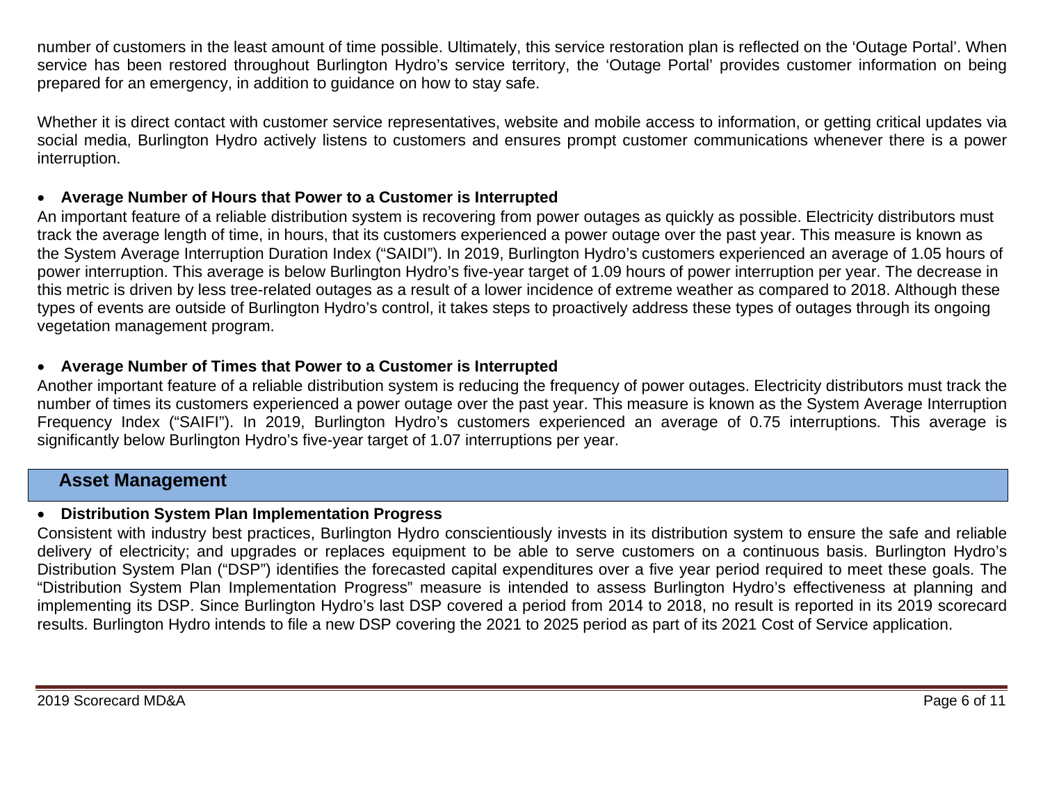number of customers in the least amount of time possible. Ultimately, this service restoration plan is reflected on the 'Outage Portal'. When service has been restored throughout Burlington Hydro's service territory, the 'Outage Portal' provides customer information on being prepared for an emergency, in addition to guidance on how to stay safe.

Whether it is direct contact with customer service representatives, website and mobile access to information, or getting critical updates via social media, Burlington Hydro actively listens to customers and ensures prompt customer communications whenever there is a power interruption.

- **Average Number of Hours that Power to a Customer is Interrupted**

An important feature of a reliable distribution system is recovering from power outages as quickly as possible. Electricity distributors must track the average length of time, in hours, that its customers experienced a power outage over the past year. This measure is known as the System Average Interruption Duration Index ("SAIDI"). In 2019, Burlington Hydro's customers experienced an average of 1.05 hours of power interruption. This average is below Burlington Hydro's five-year target of 1.09 hours of power interruption per year. The decrease in this metric is driven by less tree-related outages as a result of a lower incidence of extreme weather as compared to 2018. Although these types of events are outside of Burlington Hydro's control, it takes steps to proactively address these types of outages through its ongoing vegetation management program.

- **Average Number of Times that Power to a Customer is Interrupted**

Another important feature of a reliable distribution system is reducing the frequency of power outages. Electricity distributors must track the number of times its customers experienced a power outage over the past year. This measure is known as the System Average Interruption Frequency Index ("SAIFI"). In 2019, Burlington Hydro's customers experienced an average of 0.75 interruptions. This average is significantly below Burlington Hydro's five-year target of 1.07 interruptions per year.

## Asset Management

- **Distribution System Plan Implementation Progress**

Consistent with industry best practices, Burlington Hydro conscientiously invests in its distribution system to ensure the safe and reliable delivery of electricity; and upgrades or replaces equipment to be able to serve customers on a continuous basis. Burlington Hydro's Distribution System Plan ("DSP") identifies the forecasted capital expenditures over a five year period required to meet these goals. The "Distribution System Plan Implementation Progress" measure is intended to assess Burlington Hydro's effectiveness at planning and implementing its DSP. Since Burlington Hydro's last DSP covered a period from 2014 to 2018, no result is reported in its 2019 scorecard results. Burlington Hydro intends to file a new DSP covering the 2021 to 2025 period as part of its 2021 Cost of Service application.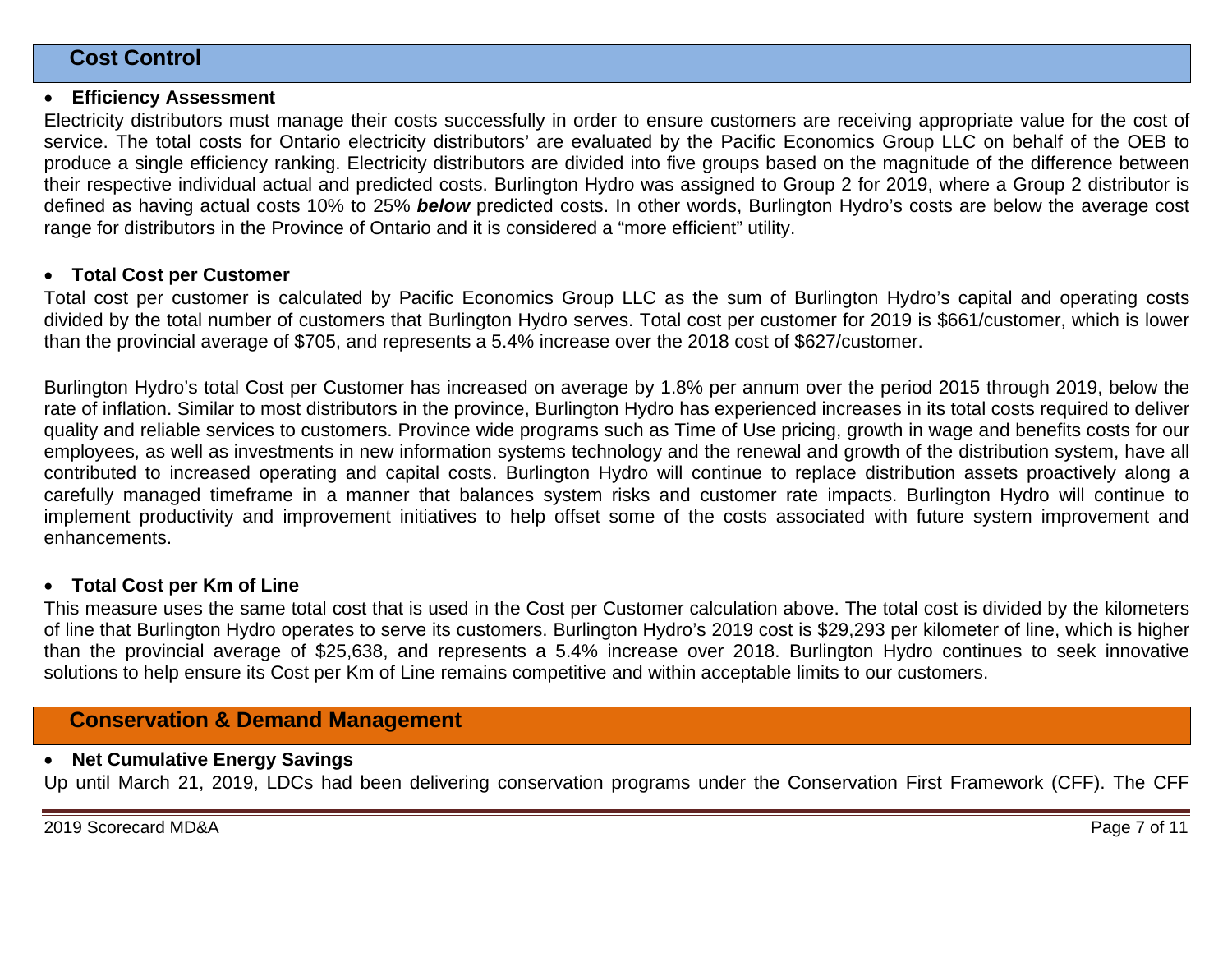## Cost Control

- **Efficiency Assessment**

Electricity distributors must manage their costs successfully in order to ensure customers are receiving appropriate value for the cost of service. The total costs for Ontario electricity distributors' are evaluated by the Pacific Economics Group LLC on behalf of the OEB to produce a single efficiency ranking. Electricity distributors are divided into five groups based on the magnitude of the difference between their respective individual actual and predicted costs. Burlington Hydro was assigned to Group 2 for 2019, where a Group 2 distributor is defined as having actual costs 10% to 25% ***below*** predicted costs. In other words, Burlington Hydro's costs are below the average cost range for distributors in the Province of Ontario and it is considered a "more efficient" utility.

- **Total Cost per Customer**

Total cost per customer is calculated by Pacific Economics Group LLC as the sum of Burlington Hydro's capital and operating costs divided by the total number of customers that Burlington Hydro serves. Total cost per customer for 2019 is $661/customer, which is lower than the provincial average of $705, and represents a 5.4% increase over the 2018 cost of $627/customer.

Burlington Hydro's total Cost per Customer has increased on average by 1.8% per annum over the period 2015 through 2019, below the rate of inflation. Similar to most distributors in the province, Burlington Hydro has experienced increases in its total costs required to deliver quality and reliable services to customers. Province wide programs such as Time of Use pricing, growth in wage and benefits costs for our employees, as well as investments in new information systems technology and the renewal and growth of the distribution system, have all contributed to increased operating and capital costs. Burlington Hydro will continue to replace distribution assets proactively along a carefully managed timeframe in a manner that balances system risks and customer rate impacts. Burlington Hydro will continue to implement productivity and improvement initiatives to help offset some of the costs associated with future system improvement and enhancements.

- **Total Cost per Km of Line**

This measure uses the same total cost that is used in the Cost per Customer calculation above. The total cost is divided by the kilometers of line that Burlington Hydro operates to serve its customers. Burlington Hydro's 2019 cost is $29,293 per kilometer of line, which is higher than the provincial average of $25,638, and represents a 5.4% increase over 2018. Burlington Hydro continues to seek innovative solutions to help ensure its Cost per Km of Line remains competitive and within acceptable limits to our customers.

## Conservation & Demand Management

- **Net Cumulative Energy Savings**

Up until March 21, 2019, LDCs had been delivering conservation programs under the Conservation First Framework (CFF). The CFF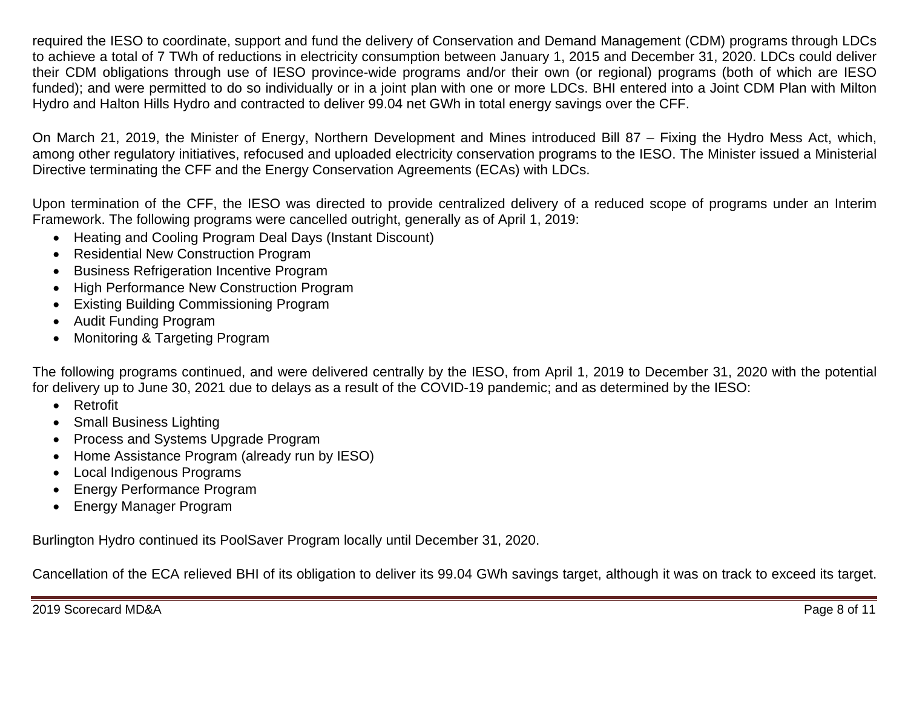required the IESO to coordinate, support and fund the delivery of Conservation and Demand Management (CDM) programs through LDCs to achieve a total of 7 TWh of reductions in electricity consumption between January 1, 2015 and December 31, 2020. LDCs could deliver their CDM obligations through use of IESO province-wide programs and/or their own (or regional) programs (both of which are IESO funded); and were permitted to do so individually or in a joint plan with one or more LDCs. BHI entered into a Joint CDM Plan with Milton Hydro and Halton Hills Hydro and contracted to deliver 99.04 net GWh in total energy savings over the CFF.

On March 21, 2019, the Minister of Energy, Northern Development and Mines introduced Bill 87 – Fixing the Hydro Mess Act, which, among other regulatory initiatives, refocused and uploaded electricity conservation programs to the IESO. The Minister issued a Ministerial Directive terminating the CFF and the Energy Conservation Agreements (ECAs) with LDCs.

Upon termination of the CFF, the IESO was directed to provide centralized delivery of a reduced scope of programs under an Interim Framework. The following programs were cancelled outright, generally as of April 1, 2019:

- Heating and Cooling Program Deal Days (Instant Discount)
- Residential New Construction Program
- Business Refrigeration Incentive Program
- High Performance New Construction Program
- Existing Building Commissioning Program
- Audit Funding Program
- Monitoring & Targeting Program

The following programs continued, and were delivered centrally by the IESO, from April 1, 2019 to December 31, 2020 with the potential for delivery up to June 30, 2021 due to delays as a result of the COVID-19 pandemic; and as determined by the IESO:

- Retrofit
- Small Business Lighting
- Process and Systems Upgrade Program
- Home Assistance Program (already run by IESO)
- Local Indigenous Programs
- Energy Performance Program
- Energy Manager Program

Burlington Hydro continued its PoolSaver Program locally until December 31, 2020.

Cancellation of the ECA relieved BHI of its obligation to deliver its 99.04 GWh savings target, although it was on track to exceed its target.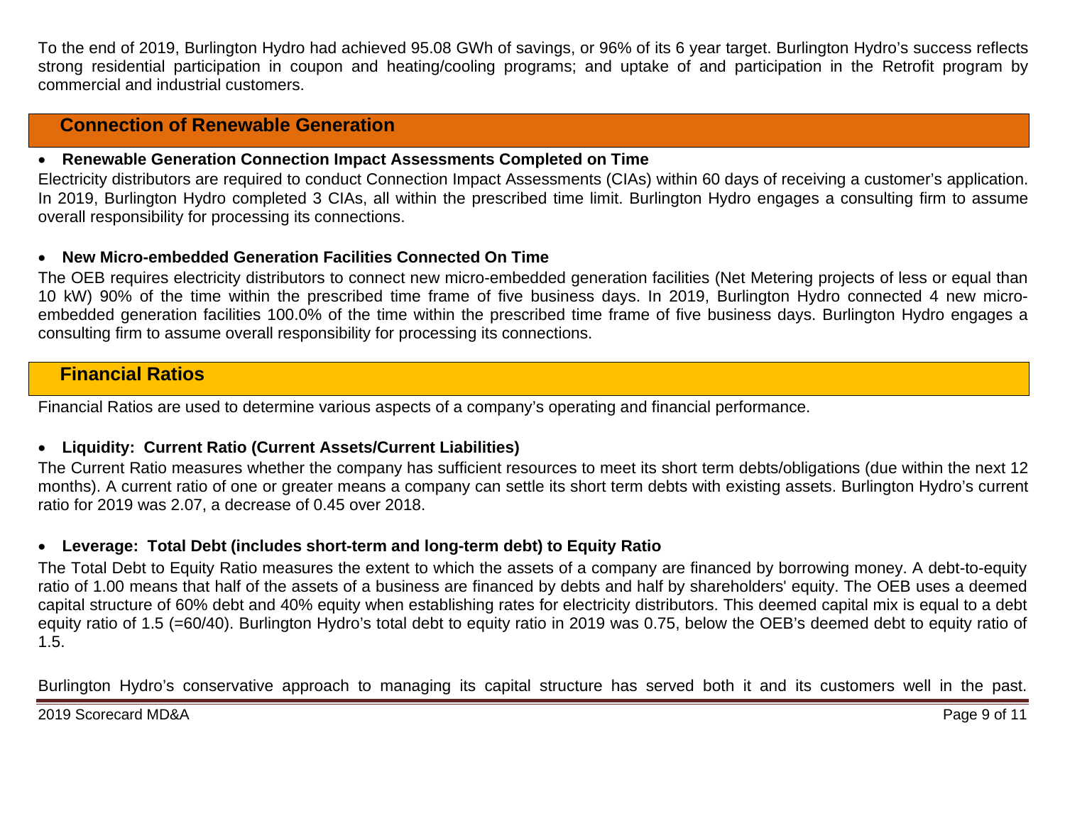To the end of 2019, Burlington Hydro had achieved 95.08 GWh of savings, or 96% of its 6 year target. Burlington Hydro's success reflects strong residential participation in coupon and heating/cooling programs; and uptake of and participation in the Retrofit program by commercial and industrial customers.

## Connection of Renewable Generation

- **Renewable Generation Connection Impact Assessments Completed on Time**

Electricity distributors are required to conduct Connection Impact Assessments (CIAs) within 60 days of receiving a customer's application. In 2019, Burlington Hydro completed 3 CIAs, all within the prescribed time limit. Burlington Hydro engages a consulting firm to assume overall responsibility for processing its connections.

- **New Micro-embedded Generation Facilities Connected On Time**

The OEB requires electricity distributors to connect new micro-embedded generation facilities (Net Metering projects of less or equal than 10 kW) 90% of the time within the prescribed time frame of five business days. In 2019, Burlington Hydro connected 4 new micro-embedded generation facilities 100.0% of the time within the prescribed time frame of five business days. Burlington Hydro engages a consulting firm to assume overall responsibility for processing its connections.

## Financial Ratios

Financial Ratios are used to determine various aspects of a company's operating and financial performance.

- **Liquidity: Current Ratio (Current Assets/Current Liabilities)**

The Current Ratio measures whether the company has sufficient resources to meet its short term debts/obligations (due within the next 12 months). A current ratio of one or greater means a company can settle its short term debts with existing assets. Burlington Hydro's current ratio for 2019 was 2.07, a decrease of 0.45 over 2018.

- **Leverage: Total Debt (includes short-term and long-term debt) to Equity Ratio**

The Total Debt to Equity Ratio measures the extent to which the assets of a company are financed by borrowing money. A debt-to-equity ratio of 1.00 means that half of the assets of a business are financed by debts and half by shareholders' equity. The OEB uses a deemed capital structure of 60% debt and 40% equity when establishing rates for electricity distributors. This deemed capital mix is equal to a debt equity ratio of 1.5 (=60/40). Burlington Hydro's total debt to equity ratio in 2019 was 0.75, below the OEB's deemed debt to equity ratio of 1.5.

Burlington Hydro's conservative approach to managing its capital structure has served both it and its customers well in the past.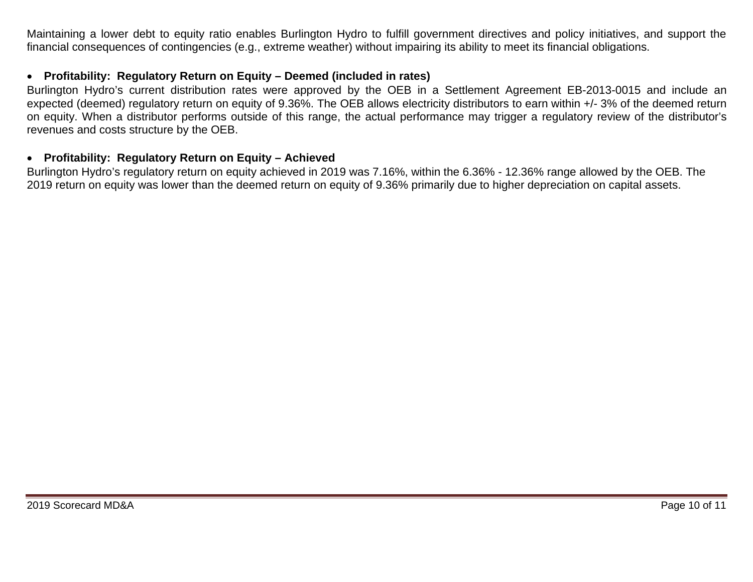Maintaining a lower debt to equity ratio enables Burlington Hydro to fulfill government directives and policy initiatives, and support the financial consequences of contingencies (e.g., extreme weather) without impairing its ability to meet its financial obligations.

- **Profitability: Regulatory Return on Equity – Deemed (included in rates)**

Burlington Hydro's current distribution rates were approved by the OEB in a Settlement Agreement EB-2013-0015 and include an expected (deemed) regulatory return on equity of 9.36%. The OEB allows electricity distributors to earn within +/- 3% of the deemed return on equity. When a distributor performs outside of this range, the actual performance may trigger a regulatory review of the distributor's revenues and costs structure by the OEB.

- **Profitability: Regulatory Return on Equity – Achieved**

Burlington Hydro's regulatory return on equity achieved in 2019 was 7.16%, within the 6.36% - 12.36% range allowed by the OEB. The 2019 return on equity was lower than the deemed return on equity of 9.36% primarily due to higher depreciation on capital assets.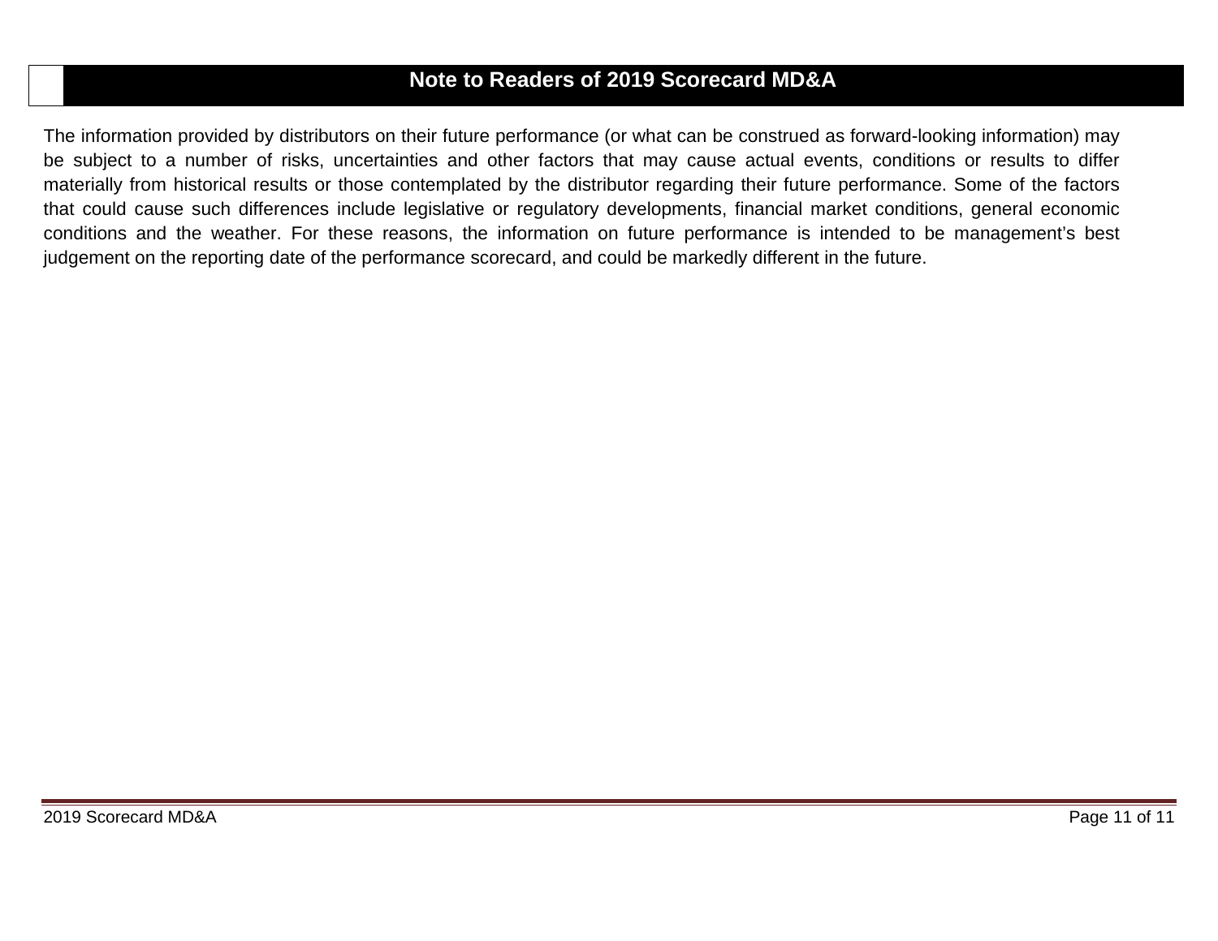## Note to Readers of 2019 Scorecard MD&A

The information provided by distributors on their future performance (or what can be construed as forward-looking information) may be subject to a number of risks, uncertainties and other factors that may cause actual events, conditions or results to differ materially from historical results or those contemplated by the distributor regarding their future performance. Some of the factors that could cause such differences include legislative or regulatory developments, financial market conditions, general economic conditions and the weather. For these reasons, the information on future performance is intended to be management's best judgement on the reporting date of the performance scorecard, and could be markedly different in the future.